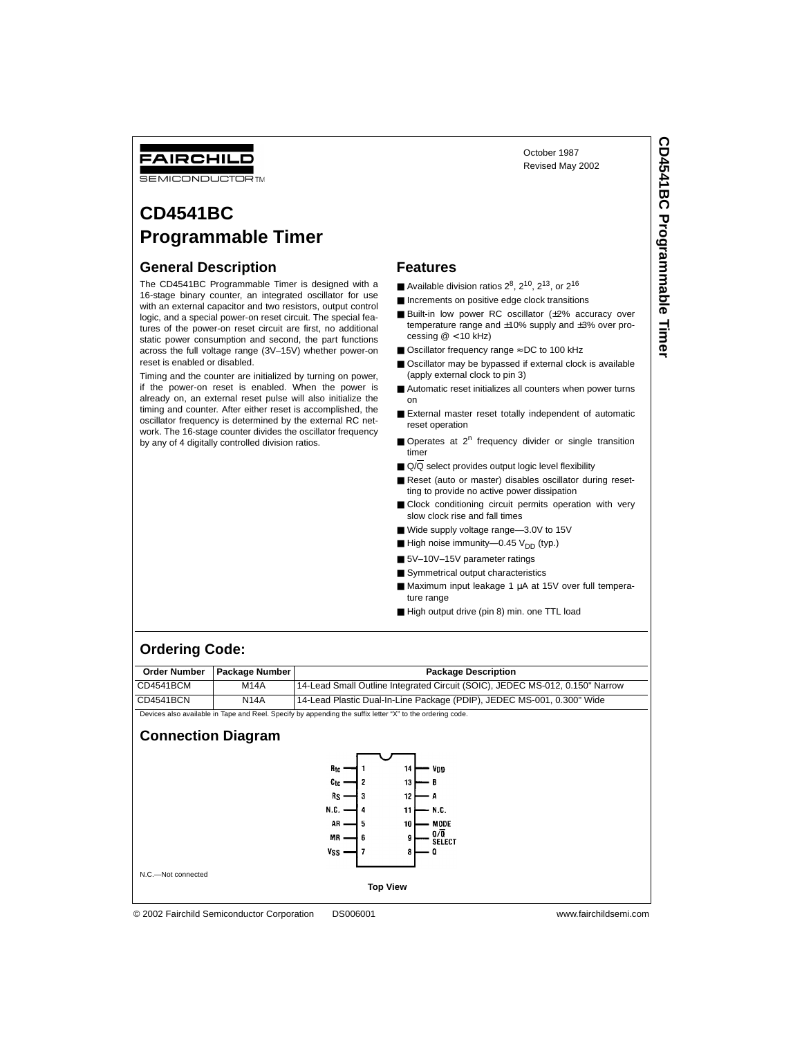FAIRCHILD
SEMICONDUCTOR™

October 1987
Revised May 2002

# CD4541BC Programmable Timer

## General Description

The CD4541BC Programmable Timer is designed with a 16-stage binary counter, an integrated oscillator for use with an external capacitor and two resistors, output control logic, and a special power-on reset circuit. The special features of the power-on reset circuit are first, no additional static power consumption and second, the part functions across the full voltage range (3V–15V) whether power-on reset is enabled or disabled.

Timing and the counter are initialized by turning on power, if the power-on reset is enabled. When the power is already on, an external reset pulse will also initialize the timing and counter. After either reset is accomplished, the oscillator frequency is determined by the external RC network. The 16-stage counter divides the oscillator frequency by any of 4 digitally controlled division ratios.

## Features

- Available division ratios $2^8$, $2^{10}$, $2^{13}$, or $2^{16}$
- Increments on positive edge clock transitions
- Built-in low power RC oscillator (±2% accuracy over temperature range and ±10% supply and ±3% over processing @ <10 kHz)
- Oscillator frequency range ≈ DC to 100 kHz
- Oscillator may be bypassed if external clock is available (apply external clock to pin 3)
- Automatic reset initializes all counters when power turns on
- External master reset totally independent of automatic reset operation
- Operates at $2^n$ frequency divider or single transition timer
- $Q/\overline{Q}$ select provides output logic level flexibility
- Reset (auto or master) disables oscillator during resetting to provide no active power dissipation
- Clock conditioning circuit permits operation with very slow clock rise and fall times
- Wide supply voltage range—3.0V to 15V
- High noise immunity—0.45 $V_{DD}$ (typ.)
- 5V–10V–15V parameter ratings
- Symmetrical output characteristics
- Maximum input leakage 1 µA at 15V over full temperature range
- High output drive (pin 8) min. one TTL load

## Ordering Code:

| Order Number | Package Number | Package Description |
|---|---|---|
| CD4541BCM | M14A | 14-Lead Small Outline Integrated Circuit (SOIC), JEDEC MS-012, 0.150" Narrow |
| CD4541BCN | N14A | 14-Lead Plastic Dual-In-Line Package (PDIP), JEDEC MS-001, 0.300" Wide |

Devices also available in Tape and Reel. Specify by appending the suffix letter "X" to the ordering code.

## Connection Diagram

| Pin | Name | Pin | Name |
|---|---|---|---|
| 1 | $R_{tc}$ | 14 | $V_{DD}$ |
| 2 | $C_{tc}$ | 13 | B |
| 3 | $R_S$ | 12 | A |
| 4 | N.C. | 11 | N.C. |
| 5 | AR | 10 | MODE |
| 6 | MR | 9 | $Q/\overline{Q}$ SELECT |
| 7 | $V_{SS}$ | 8 | Q |

N.C.—Not connected

**Top View**

© 2002 Fairchild Semiconductor Corporation DS006001 www.fairchildsemi.com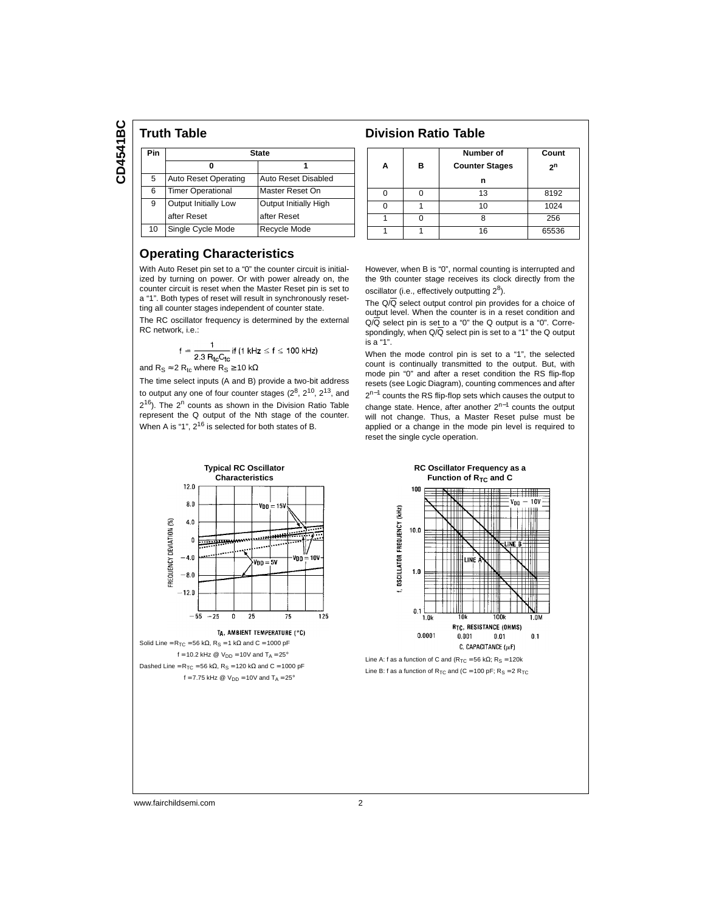## Truth Table

| Pin | State | |
|---|---|---|
| | 0 | 1 |
| 5 | Auto Reset Operating | Auto Reset Disabled |
| 6 | Timer Operational | Master Reset On |
| 9 | Output Initially Low after Reset | Output Initially High after Reset |
| 10 | Single Cycle Mode | Recycle Mode |

## Division Ratio Table

| A | B | Number of Counter Stages n | Count $2^n$ |
|---|---|---|---|
| 0 | 0 | 13 | 8192 |
| 0 | 1 | 10 | 1024 |
| 1 | 0 | 8 | 256 |
| 1 | 1 | 16 | 65536 |

## Operating Characteristics

With Auto Reset pin set to a "0" the counter circuit is initialized by turning on power. Or with power already on, the counter circuit is reset when the Master Reset pin is set to a "1". Both types of reset will result in synchronously resetting all counter stages independent of counter state.

The RC oscillator frequency is determined by the external RC network, i.e.:

$$f = \frac{1}{2.3\, R_{tc} C_{tc}} \text{ if } (1 \text{ kHz} \leq f \leq 100 \text{ kHz})$$

and $R_S \approx 2\, R_{tc}$ where $R_S \geq 10\ \text{k}\Omega$

The time select inputs (A and B) provide a two-bit address to output any one of four counter stages ($2^8$, $2^{10}$, $2^{13}$, and $2^{16}$). The $2^n$ counts as shown in the Division Ratio Table represent the Q output of the Nth stage of the counter. When A is "1", $2^{16}$ is selected for both states of B.

However, when B is "0", normal counting is interrupted and the 9th counter stage receives its clock directly from the oscillator (i.e., effectively outputting $2^8$).

The $Q/\overline{Q}$ select output control pin provides for a choice of output level. When the counter is in a reset condition and $Q/\overline{Q}$ select pin is set to a "0" the Q output is a "0". Correspondingly, when $Q/\overline{Q}$ select pin is set to a "1" the Q output is a "1".

When the mode control pin is set to a "1", the selected count is continually transmitted to the output. But, with mode pin "0" and after a reset condition the RS flip-flop resets (see Logic Diagram), counting commences and after $2^{n-1}$ counts the RS flip-flop sets which causes the output to change state. Hence, after another $2^{n-1}$ counts the output will not change. Thus, a Master Reset pulse must be applied or a change in the mode pin level is required to reset the single cycle operation.

**Typical RC Oscillator Characteristics**

Solid Line = $R_{TC}$ = 56 kΩ, $R_S$ = 1 kΩ and C = 1000 pF
f = 10.2 kHz @ $V_{DD}$ = 10V and $T_A$ = 25°

Dashed Line = $R_{TC}$ = 56 kΩ, $R_S$ = 120 kΩ and C = 1000 pF
f = 7.75 kHz @ $V_{DD}$ = 10V and $T_A$ = 25°

**RC Oscillator Frequency as a Function of $R_{TC}$ and C**

Line A: f as a function of C and ($R_{TC}$ = 56 kΩ; $R_S$ = 120k

Line B: f as a function of $R_{TC}$ and (C = 100 pF; $R_S$ = 2 $R_{TC}$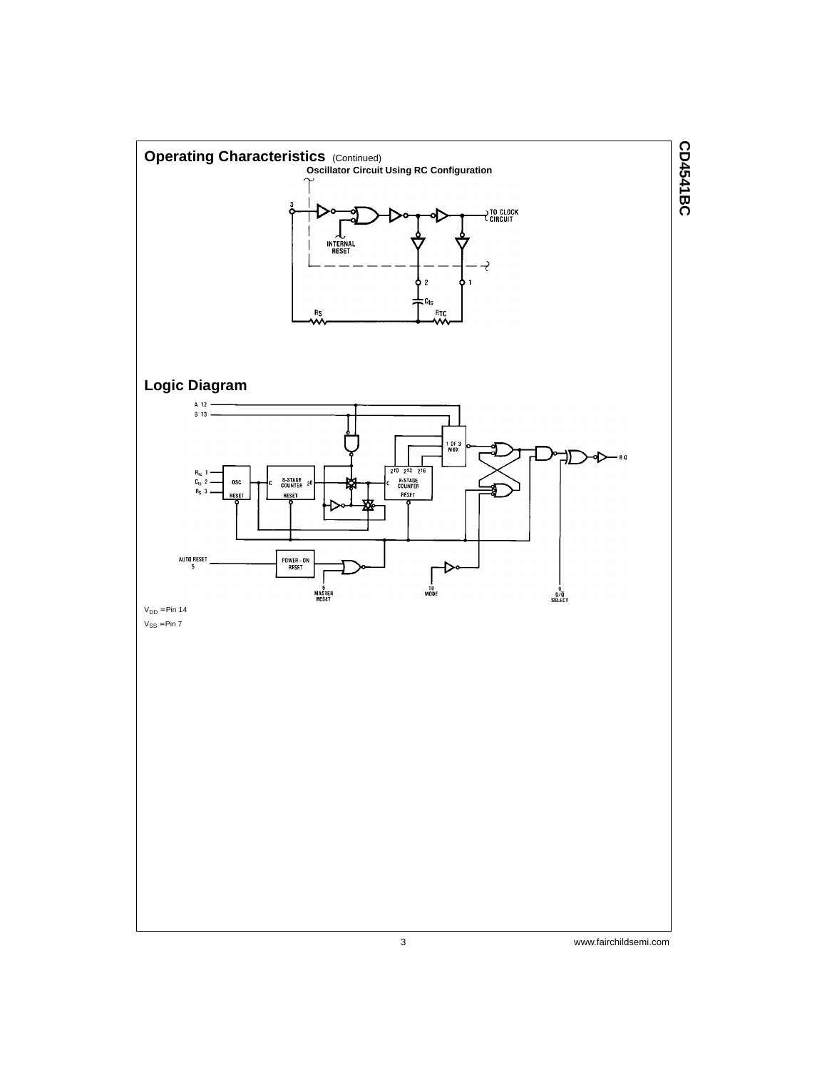## Operating Characteristics (Continued)

**Oscillator Circuit Using RC Configuration**

## Logic Diagram

$V_{DD}$ = Pin 14

$V_{SS}$ = Pin 7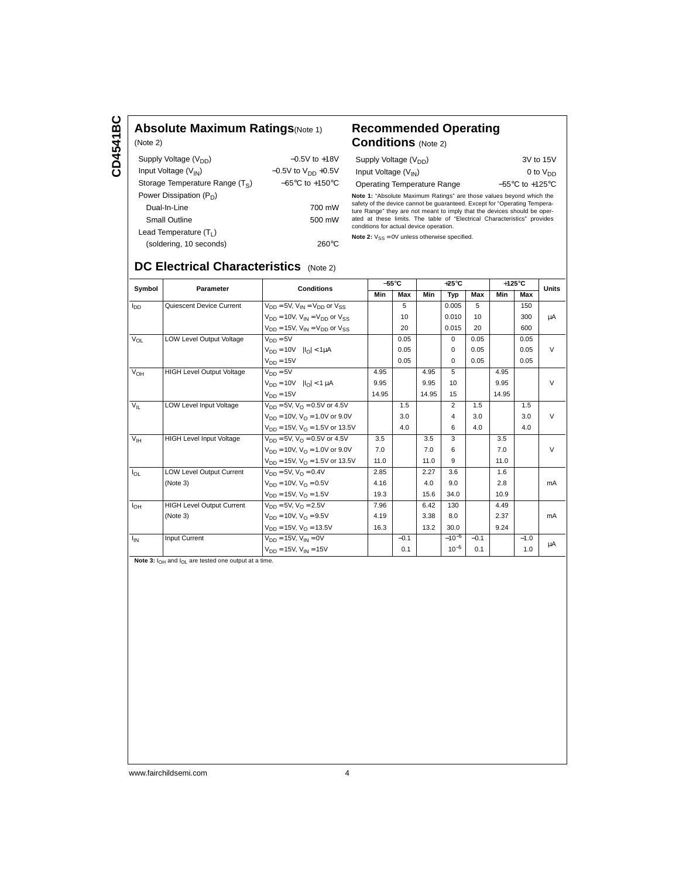## Absolute Maximum Ratings (Note 1)

(Note 2)

| | |
|---|---|
| Supply Voltage ($V_{DD}$) | −0.5V to +18V |
| Input Voltage ($V_{IN}$) | −0.5V to $V_{DD}$ +0.5V |
| Storage Temperature Range ($T_S$) | −65°C to +150°C |
| Power Dissipation ($P_D$) | |
| Dual-In-Line | 700 mW |
| Small Outline | 500 mW |
| Lead Temperature ($T_L$) | |
| (soldering, 10 seconds) | 260°C |

## Recommended Operating Conditions (Note 2)

| | |
|---|---|
| Supply Voltage ($V_{DD}$) | 3V to 15V |
| Input Voltage ($V_{IN}$) | 0 to $V_{DD}$ |
| Operating Temperature Range | −55°C to +125°C |

**Note 1:** "Absolute Maximum Ratings" are those values beyond which the safety of the device cannot be guaranteed. Except for "Operating Temperature Range" they are not meant to imply that the devices should be operated at these limits. The table of "Electrical Characteristics" provides conditions for actual device operation.

**Note 2:** $V_{SS}$ = 0V unless otherwise specified.

## DC Electrical Characteristics (Note 2)

| Symbol | Parameter | Conditions | −55°C | | +25°C | | | +125°C | | Units |
|---|---|---|---|---|---|---|---|---|---|---|
| | | | Min | Max | Min | Typ | Max | Min | Max | |
| $I_{DD}$ | Quiescent Device Current | $V_{DD}$ = 5V, $V_{IN}$ = $V_{DD}$ or $V_{SS}$ | | 5 | | 0.005 | 5 | | 150 | |
| | | $V_{DD}$ = 10V, $V_{IN}$ = $V_{DD}$ or $V_{SS}$ | | 10 | | 0.010 | 10 | | 300 | μA |
| | | $V_{DD}$ = 15V, $V_{IN}$ = $V_{DD}$ or $V_{SS}$ | | 20 | | 0.015 | 20 | | 600 | |
| $V_{OL}$ | LOW Level Output Voltage | $V_{DD}$ = 5V | | 0.05 | | 0 | 0.05 | | 0.05 | |
| | | $V_{DD}$ = 10V  $\|I_O\|$ < 1μA | | 0.05 | | 0 | 0.05 | | 0.05 | V |
| | | $V_{DD}$ = 15V | | 0.05 | | 0 | 0.05 | | 0.05 | |
| $V_{OH}$ | HIGH Level Output Voltage | $V_{DD}$ = 5V | 4.95 | | 4.95 | 5 | | 4.95 | | |
| | | $V_{DD}$ = 10V  $\|I_O\|$ < 1 μA | 9.95 | | 9.95 | 10 | | 9.95 | | V |
| | | $V_{DD}$ = 15V | 14.95 | | 14.95 | 15 | | 14.95 | | |
| $V_{IL}$ | LOW Level Input Voltage | $V_{DD}$ = 5V, $V_O$ = 0.5V or 4.5V | | 1.5 | | 2 | 1.5 | | 1.5 | |
| | | $V_{DD}$ = 10V, $V_O$ = 1.0V or 9.0V | | 3.0 | | 4 | 3.0 | | 3.0 | V |
| | | $V_{DD}$ = 15V, $V_O$ = 1.5V or 13.5V | | 4.0 | | 6 | 4.0 | | 4.0 | |
| $V_{IH}$ | HIGH Level Input Voltage | $V_{DD}$ = 5V, $V_O$ = 0.5V or 4.5V | 3.5 | | 3.5 | 3 | | 3.5 | | |
| | | $V_{DD}$ = 10V, $V_O$ = 1.0V or 9.0V | 7.0 | | 7.0 | 6 | | 7.0 | | V |
| | | $V_{DD}$ = 15V, $V_O$ = 1.5V or 13.5V | 11.0 | | 11.0 | 9 | | 11.0 | | |
| $I_{OL}$ | LOW Level Output Current | $V_{DD}$ = 5V, $V_O$ = 0.4V | 2.85 | | 2.27 | 3.6 | | 1.6 | | |
| | (Note 3) | $V_{DD}$ = 10V, $V_O$ = 0.5V | 4.16 | | 4.0 | 9.0 | | 2.8 | | mA |
| | | $V_{DD}$ = 15V, $V_O$ = 1.5V | 19.3 | | 15.6 | 34.0 | | 10.9 | | |
| $I_{OH}$ | HIGH Level Output Current | $V_{DD}$ = 5V, $V_O$ = 2.5V | 7.96 | | 6.42 | 130 | | 4.49 | | |
| | (Note 3) | $V_{DD}$ = 10V, $V_O$ = 9.5V | 4.19 | | 3.38 | 8.0 | | 2.37 | | mA |
| | | $V_{DD}$ = 15V, $V_O$ = 13.5V | 16.3 | | 13.2 | 30.0 | | 9.24 | | |
| $I_{IN}$ | Input Current | $V_{DD}$ = 15V, $V_{IN}$ = 0V | | −0.1 | | $-10^{-5}$ | −0.1 | | −1.0 | μA |
| | | $V_{DD}$ = 15V, $V_{IN}$ = 15V | | 0.1 | | $10^{-5}$ | 0.1 | | 1.0 | |

**Note 3:** $I_{OH}$ and $I_{OL}$ are tested one output at a time.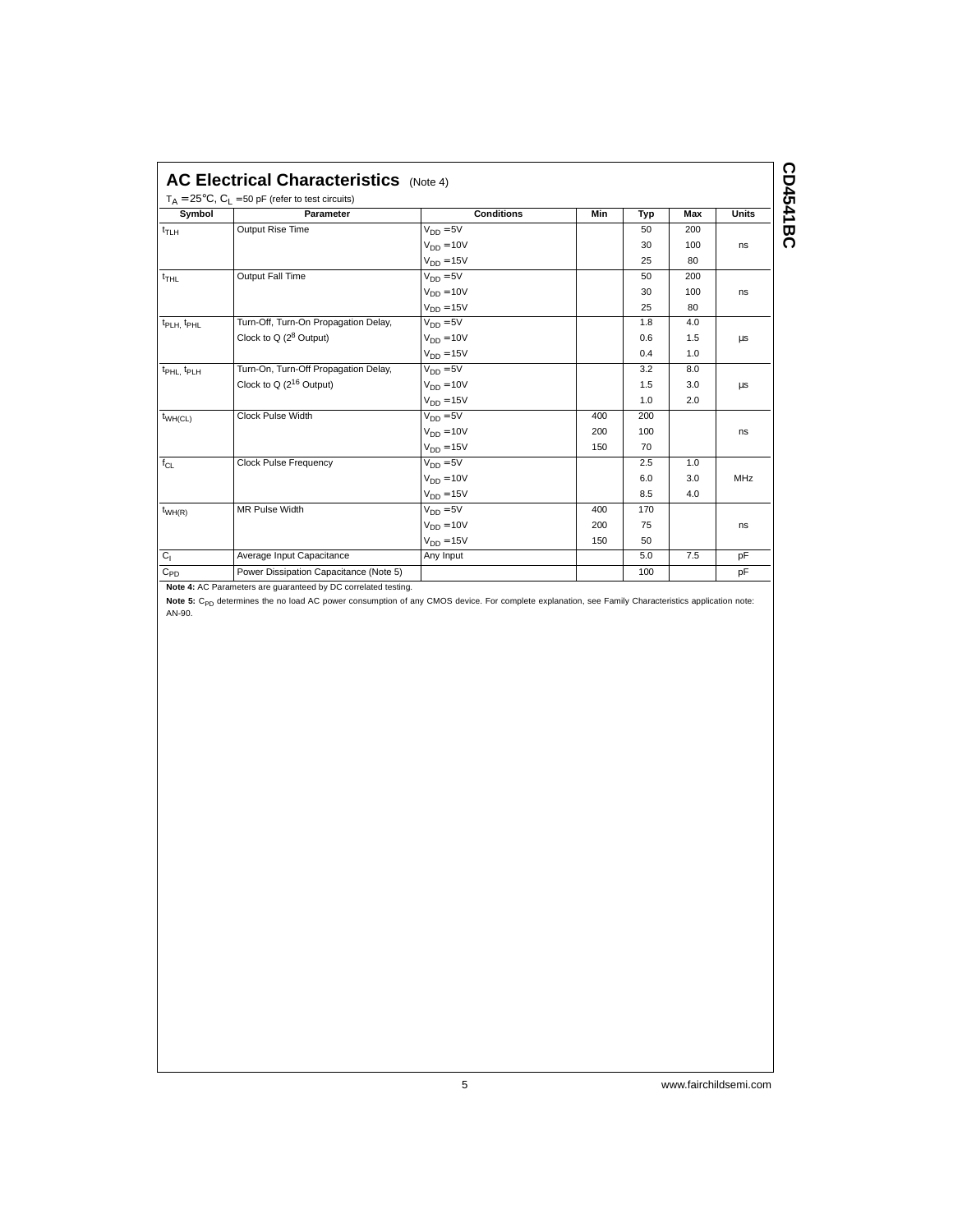## AC Electrical Characteristics (Note 4)

$T_A = 25°C$, $C_L = 50$ pF (refer to test circuits)

| Symbol | Parameter | Conditions | Min | Typ | Max | Units |
|---|---|---|---|---|---|---|
| $t_{TLH}$ | Output Rise Time | $V_{DD} = 5V$ | | 50 | 200 | ns |
| | | $V_{DD} = 10V$ | | 30 | 100 | |
| | | $V_{DD} = 15V$ | | 25 | 80 | |
| $t_{THL}$ | Output Fall Time | $V_{DD} = 5V$ | | 50 | 200 | ns |
| | | $V_{DD} = 10V$ | | 30 | 100 | |
| | | $V_{DD} = 15V$ | | 25 | 80 | |
| $t_{PLH}$, $t_{PHL}$ | Turn-Off, Turn-On Propagation Delay, Clock to Q ($2^8$ Output) | $V_{DD} = 5V$ | | 1.8 | 4.0 | µs |
| | | $V_{DD} = 10V$ | | 0.6 | 1.5 | |
| | | $V_{DD} = 15V$ | | 0.4 | 1.0 | |
| $t_{PHL}$, $t_{PLH}$ | Turn-On, Turn-Off Propagation Delay, Clock to Q ($2^{16}$ Output) | $V_{DD} = 5V$ | | 3.2 | 8.0 | µs |
| | | $V_{DD} = 10V$ | | 1.5 | 3.0 | |
| | | $V_{DD} = 15V$ | | 1.0 | 2.0 | |
| $t_{WH(CL)}$ | Clock Pulse Width | $V_{DD} = 5V$ | 400 | 200 | | ns |
| | | $V_{DD} = 10V$ | 200 | 100 | | |
| | | $V_{DD} = 15V$ | 150 | 70 | | |
| $f_{CL}$ | Clock Pulse Frequency | $V_{DD} = 5V$ | | 2.5 | 1.0 | MHz |
| | | $V_{DD} = 10V$ | | 6.0 | 3.0 | |
| | | $V_{DD} = 15V$ | | 8.5 | 4.0 | |
| $t_{WH(R)}$ | MR Pulse Width | $V_{DD} = 5V$ | 400 | 170 | | ns |
| | | $V_{DD} = 10V$ | 200 | 75 | | |
| | | $V_{DD} = 15V$ | 150 | 50 | | |
| $C_I$ | Average Input Capacitance | Any Input | | 5.0 | 7.5 | pF |
| $C_{PD}$ | Power Dissipation Capacitance (Note 5) | | | 100 | | pF |

**Note 4:** AC Parameters are guaranteed by DC correlated testing.

**Note 5:** $C_{PD}$ determines the no load AC power consumption of any CMOS device. For complete explanation, see Family Characteristics application note: AN-90.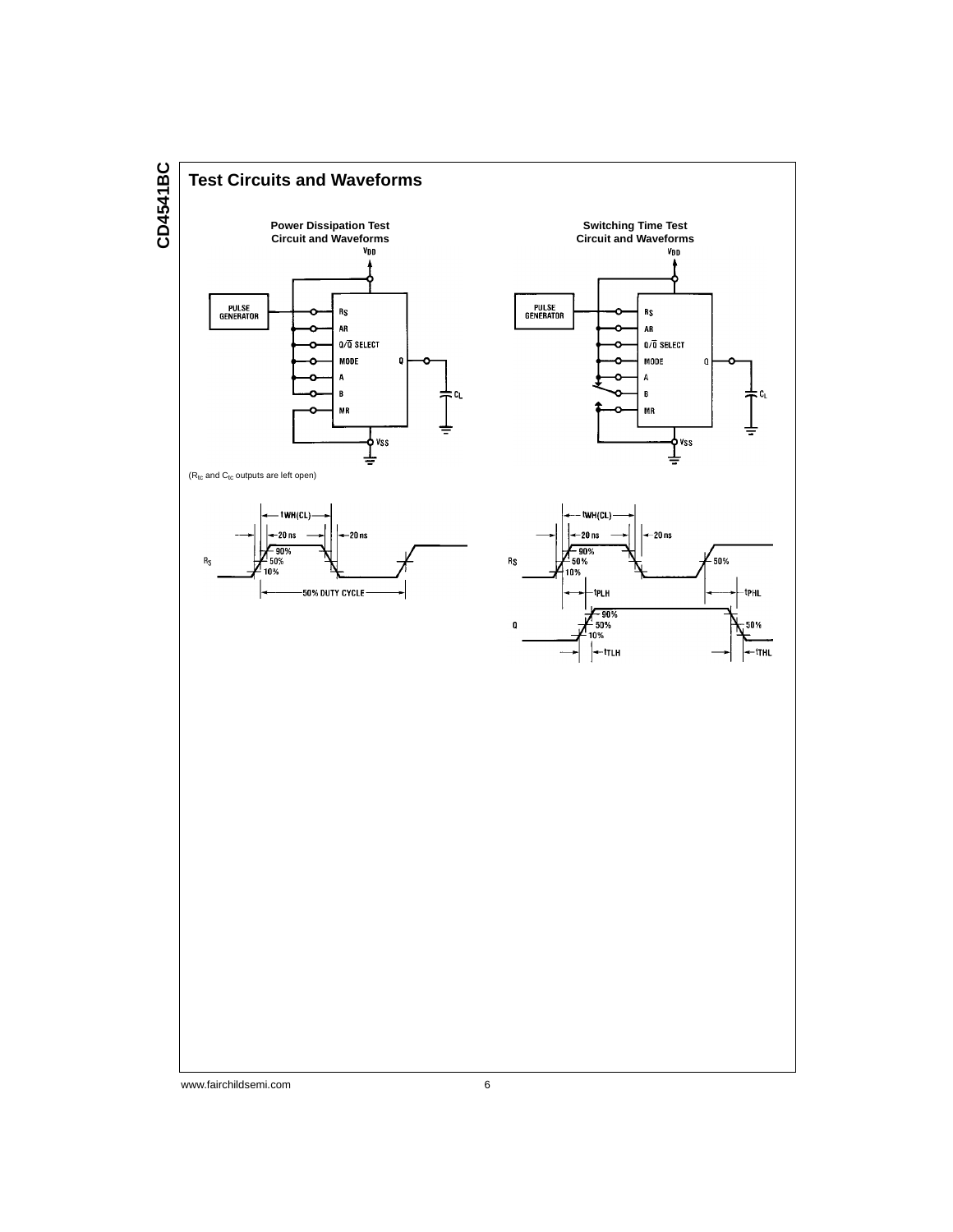## Test Circuits and Waveforms

**Power Dissipation Test Circuit and Waveforms**

**Switching Time Test Circuit and Waveforms**

($R_{tc}$ and $C_{tc}$ outputs are left open)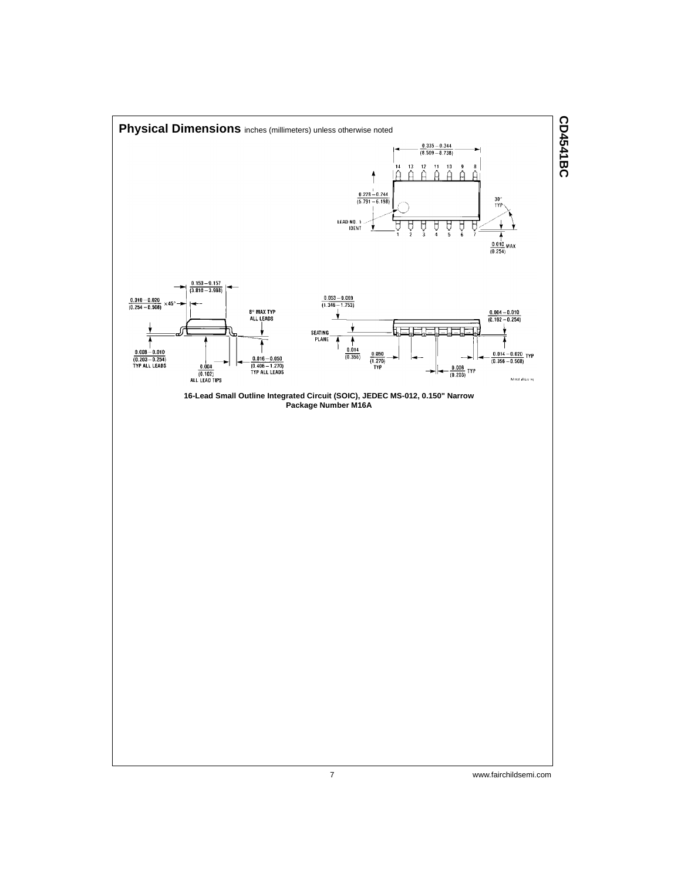## Physical Dimensions inches (millimeters) unless otherwise noted

**16-Lead Small Outline Integrated Circuit (SOIC), JEDEC MS-012, 0.150" Narrow Package Number M16A**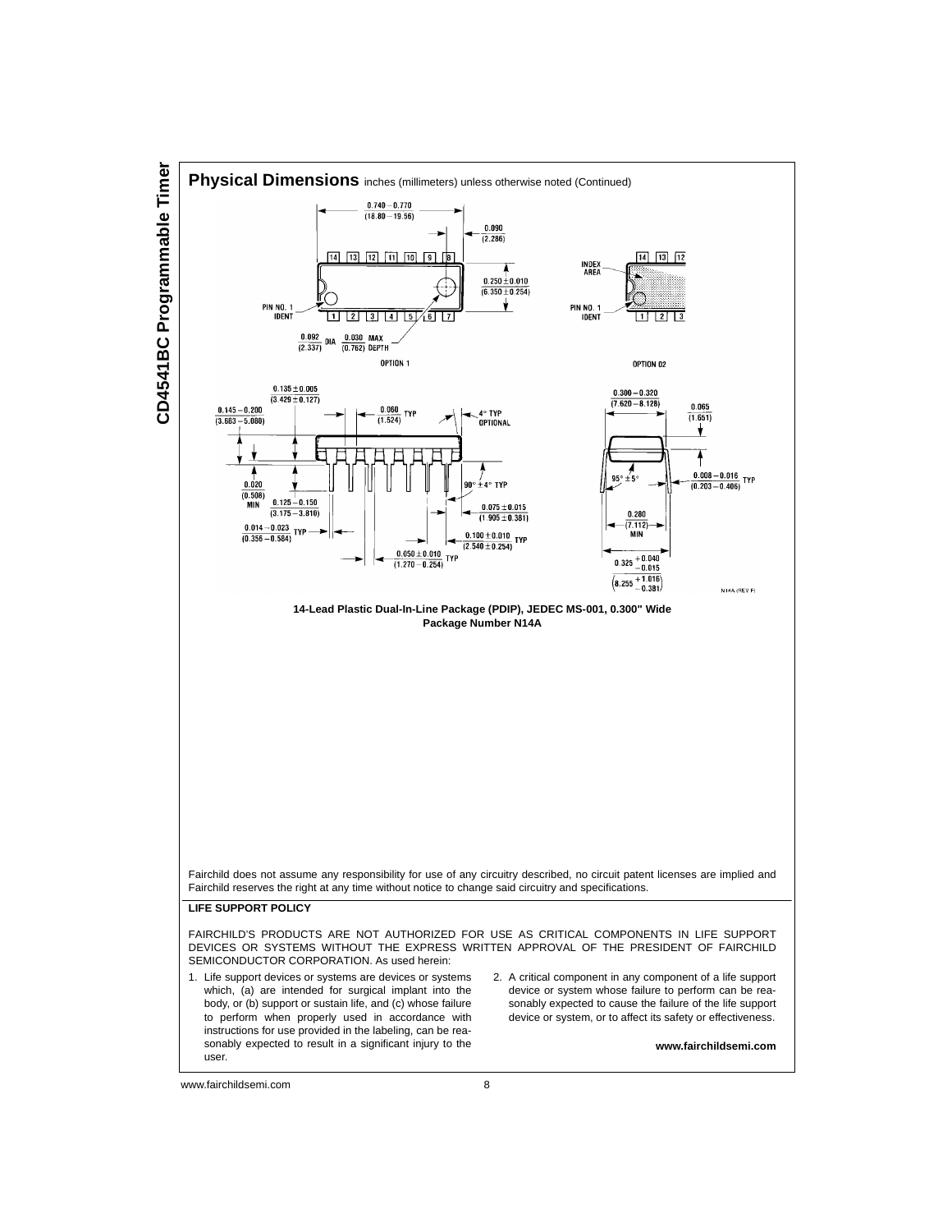## Physical Dimensions inches (millimeters) unless otherwise noted (Continued)

0.740 − 0.770
(18.80 − 19.56)

0.090
(2.286)

14 13 12 11 10 9 8

0.250 ± 0.010
(6.350 ± 0.254)

PIN NO. 1
IDENT

1 2 3 4 5 6 7

0.092 DIA
(2.337)

0.030 MAX
(0.762) DEPTH

OPTION 1

INDEX
AREA

14 13 12

PIN NO. 1
IDENT

1 2 3

OPTION 02

0.135 ± 0.005
(3.429 ± 0.127)

0.145 − 0.200
(3.683 − 5.080)

0.060 TYP
(1.524)

4° TYP
OPTIONAL

0.020
(0.508)
MIN

0.125 − 0.150
(3.175 − 3.810)

90° ± 4° TYP

0.075 ± 0.015
(1.905 ± 0.381)

0.014 − 0.023 TYP
(0.356 − 0.584)

0.100 ± 0.010 TYP
(2.540 ± 0.254)

0.050 ± 0.010 TYP
(1.270 − 0.254)

0.300 − 0.320
(7.620 − 8.128)

0.065
(1.651)

95° ± 5°

0.008 − 0.016 TYP
(0.203 − 0.406)

0.280
(7.112)
MIN

0.325 +0.040 −0.015
(8.255 +1.016 −0.381)

N14A (REV F)

**14-Lead Plastic Dual-In-Line Package (PDIP), JEDEC MS-001, 0.300" Wide**
**Package Number N14A**

Fairchild does not assume any responsibility for use of any circuitry described, no circuit patent licenses are implied and Fairchild reserves the right at any time without notice to change said circuitry and specifications.

**LIFE SUPPORT POLICY**

FAIRCHILD'S PRODUCTS ARE NOT AUTHORIZED FOR USE AS CRITICAL COMPONENTS IN LIFE SUPPORT DEVICES OR SYSTEMS WITHOUT THE EXPRESS WRITTEN APPROVAL OF THE PRESIDENT OF FAIRCHILD SEMICONDUCTOR CORPORATION. As used herein:

1. Life support devices or systems are devices or systems which, (a) are intended for surgical implant into the body, or (b) support or sustain life, and (c) whose failure to perform when properly used in accordance with instructions for use provided in the labeling, can be reasonably expected to result in a significant injury to the user.

2. A critical component in any component of a life support device or system whose failure to perform can be reasonably expected to cause the failure of the life support device or system, or to affect its safety or effectiveness.

**www.fairchildsemi.com**